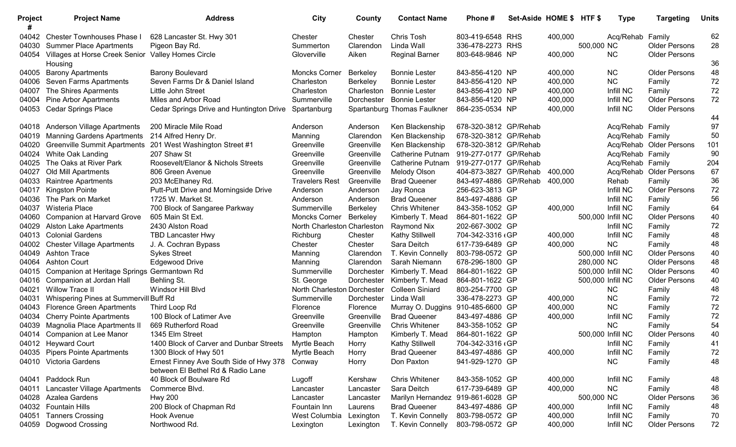| Project # | Project Name | Address | City | County | Contact Name | Phone # | Set-Aside | HOME $ | HTF $ | Type | Targeting | Units |
|---|---|---|---|---|---|---|---|---|---|---|---|---|
| 04042 | Chester Townhouses Phase I | 628 Lancaster St. Hwy 301 | Chester | Chester | Chris Tosh | 803-419-6548 | RHS | 400,000 | | Acq/Rehab | Family | 62 |
| 04030 | Summer Place Apartments | Pigeon Bay Rd. | Summerton | Clarendon | Linda Wall | 336-478-2273 | RHS | | 500,000 | NC | Older Persons | 28 |
| 04054 | Villages at Horse Creek Senior Housing | Valley Homes Circle | Gloverville | Aiken | Reginal Barner | 803-648-9846 | NP | 400,000 | | NC | Older Persons | 36 |
| 04005 | Barony Apartments | Barony Boulevard | Moncks Corner | Berkeley | Bonnie Lester | 843-856-4120 | NP | 400,000 | | NC | Older Persons | 48 |
| 04006 | Seven Farms Apartments | Seven Farms Dr & Daniel Island | Charleston | Berkeley | Bonnie Lester | 843-856-4120 | NP | 400,000 | | NC | Family | 72 |
| 04007 | The Shires Aparments | Little John Street | Charleston | Charleston | Bonnie Lester | 843-856-4120 | NP | 400,000 | | Infill NC | Family | 72 |
| 04004 | Pine Arbor Apartments | Miles and Arbor Road | Summerville | Dorchester | Bonnie Lester | 843-856-4120 | NP | 400,000 | | Infill NC | Older Persons | 72 |
| 04053 | Cedar Springs Place | Cedar Springs Drive and Huntington Drive | Spartanburg | Spartanburg | Thomas Faulkner | 864-235-0534 | NP | 400,000 | | Infill NC | Older Persons | 44 |
| 04018 | Anderson Village Apartments | 200 Miracle Mile Road | Anderson | Anderson | Ken Blackenship | 678-320-3812 | GP/Rehab | | | Acq/Rehab | Family | 97 |
| 04019 | Manning Gardens Apartments | 214 Alfred Henry Dr. | Manning | Clarendon | Ken Blackenship | 678-320-3812 | GP/Rehab | | | Acq/Rehab | Family | 50 |
| 04020 | Greenville Summit Apartments | 201 West Washington Street #1 | Greenville | Greenville | Ken Blackenship | 678-320-3812 | GP/Rehab | | | Acq/Rehab | Older Persons | 101 |
| 04024 | White Oak Landing | 207 Shaw St | Greenville | Greenville | Catherine Putnam | 919-277-0177 | GP/Rehab | | | Acq/Rehab | Family | 90 |
| 04025 | The Oaks at River Park | Roosevelt/Elanor & Nichols Streets | Greenville | Greenville | Catherine Putnam | 919-277-0177 | GP/Rehab | | | Acq/Rehab | Family | 204 |
| 04027 | Old Mill Apartments | 806 Green Avenue | Greenville | Greenville | Melody Olson | 404-873-3827 | GP/Rehab | 400,000 | | Acq/Rehab | Older Persons | 67 |
| 04033 | Raintree Apartments | 203 McElhaney Rd. | Travelers Rest | Greenville | Brad Queener | 843-497-4886 | GP/Rehab | 400,000 | | Rehab | Family | 36 |
| 04017 | Kingston Pointe | Putt-Putt Drive and Morningside Drive | Anderson | Anderson | Jay Ronca | 256-623-3813 | GP | | | Infill NC | Older Persons | 72 |
| 04036 | The Park on Market | 1725 W. Market St. | Anderson | Anderson | Brad Queener | 843-497-4886 | GP | | | Infill NC | Family | 56 |
| 04037 | Wisteria Place | 700 Block of Sangaree Parkway | Summerville | Berkeley | Chris Whitener | 843-358-1052 | GP | 400,000 | | Infill NC | Family | 64 |
| 04060 | Companion at Harvard Grove | 605 Main St Ext. | Moncks Corner | Berkeley | Kimberly T. Mead | 864-801-1622 | GP | | 500,000 | Infill NC | Older Persons | 40 |
| 04029 | Alston Lake Apartments | 2430 Alston Road | North Charleston | Charleston | Raymond Nix | 202-667-3002 | GP | | | Infill NC | Family | 72 |
| 04013 | Colonial Gardens | TBD Lancaster Hwy | Richburg | Chester | Kathy Stillwell | 704-342-3316 ( | GP | 400,000 | | Infill NC | Family | 48 |
| 04002 | Chester Village Apartments | J. A. Cochran Bypass | Chester | Chester | Sara Deitch | 617-739-6489 | GP | 400,000 | | NC | Family | 48 |
| 04049 | Ashton Trace | Sykes Street | Manning | Clarendon | T. Kevin Connelly | 803-798-0572 | GP | | 500,000 | Infill NC | Older Persons | 40 |
| 04064 | Ashton Court | Edgewood Drive | Manning | Clarendon | Sarah Niemann | 678-296-1800 | GP | | 280,000 | NC | Older Persons | 48 |
| 04015 | Companion at Heritage Springs | Germantown Rd | Summerville | Dorchester | Kimberly T. Mead | 864-801-1622 | GP | | 500,000 | Infill NC | Older Persons | 40 |
| 04016 | Companion at Jordan Hall | Behling St. | St. George | Dorchester | Kimberly T. Mead | 864-801-1622 | GP | | 500,000 | Infill NC | Older Persons | 40 |
| 04021 | Willow Trace II | Windsor Hill Blvd | North Charleston | Dorchester | Colleen Siniard | 803-254-7700 | GP | | | NC | Family | 48 |
| 04031 | Whispering Pines at Summervill | Buff Rd | Summerville | Dorchester | Linda Wall | 336-478-2273 | GP | 400,000 | | NC | Family | 72 |
| 04043 | Florence Green Apartments | Third Loop Rd | Florence | Florence | Murray O. Duggins | 910-485-6600 | GP | 400,000 | | NC | Family | 72 |
| 04034 | Cherry Pointe Apartments | 100 Block of Latimer Ave | Greenville | Greenville | Brad Queener | 843-497-4886 | GP | 400,000 | | Infill NC | Family | 72 |
| 04039 | Magnolia Place Apartments II | 669 Rutherford Road | Greenville | Greenville | Chris Whitener | 843-358-1052 | GP | | | NC | Family | 54 |
| 04014 | Companion at Lee Manor | 1345 Elm Street | Hampton | Hampton | Kimberly T. Mead | 864-801-1622 | GP | | 500,000 | Infill NC | Older Persons | 40 |
| 04012 | Heyward Court | 1400 Block of Carver and Dunbar Streets | Myrtle Beach | Horry | Kathy Stillwell | 704-342-3316 ( | GP | | | Infill NC | Family | 41 |
| 04035 | Pipers Pointe Apartments | 1300 Block of Hwy 501 | Myrtle Beach | Horry | Brad Queener | 843-497-4886 | GP | 400,000 | | Infill NC | Family | 72 |
| 04010 | Victoria Gardens | Ernest Finney Ave South Side of Hwy 378 between El Bethel Rd & Radio Lane | Conway | Horry | Don Paxton | 941-929-1270 | GP | | | NC | Family | 48 |
| 04041 | Paddock Run | 40 Block of Boulware Rd | Lugoff | Kershaw | Chris Whitener | 843-358-1052 | GP | 400,000 | | Infill NC | Family | 48 |
| 04011 | Lancaster Village Apartments | Commerce Blvd. | Lancaster | Lancaster | Sara Deitch | 617-739-6489 | GP | 400,000 | | NC | Family | 48 |
| 04028 | Azalea Gardens | Hwy 200 | Lancaster | Lancaster | Marilyn Hernandez | 919-861-6028 | GP | | 500,000 | NC | Older Persons | 36 |
| 04032 | Fountain Hills | 200 Block of Chapman Rd | Fountain Inn | Laurens | Brad Queener | 843-497-4886 | GP | 400,000 | | Infill NC | Family | 48 |
| 04051 | Tanners Crossing | Hook Avenue | West Columbia | Lexington | T. Kevin Connelly | 803-798-0572 | GP | 400,000 | | Infill NC | Family | 70 |
| 04059 | Dogwood Crossing | Northwood Rd. | Lexington | Lexington | T. Kevin Connelly | 803-798-0572 | GP | 400,000 | | Infill NC | Older Persons | 72 |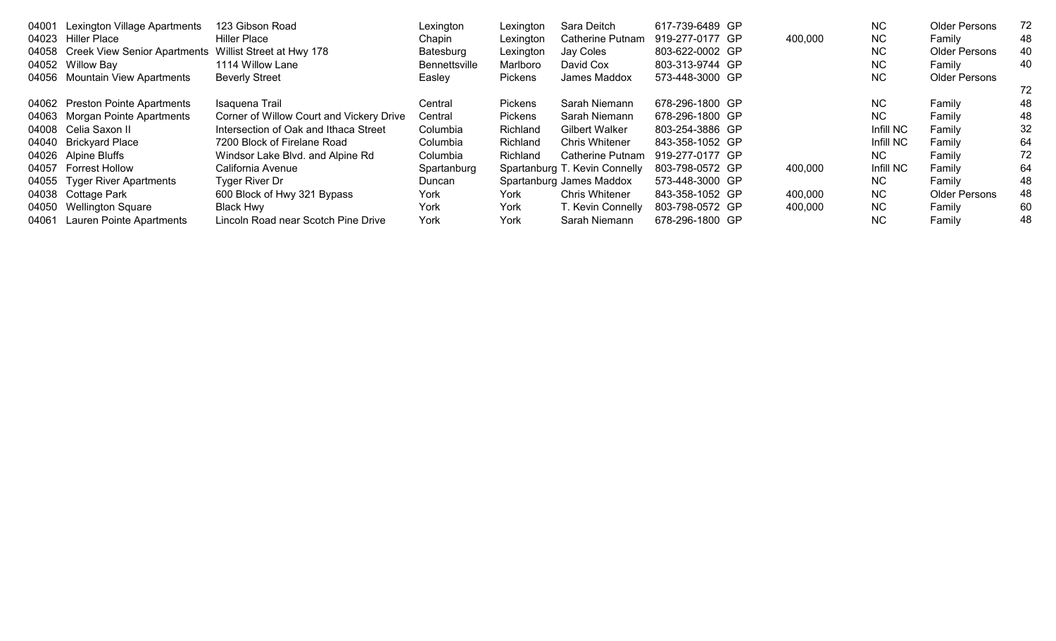| | | | | | | | | | | | | |
|---|---|---|---|---|---|---|---|---|---|---|---|---|
| 04001 | Lexington Village Apartments | 123 Gibson Road | Lexington | Lexington | Sara Deitch | 617-739-6489 | GP | | NC | Older Persons | 72 |
| 04023 | Hiller Place | Hiller Place | Chapin | Lexington | Catherine Putnam | 919-277-0177 | GP | 400,000 | NC | Family | 48 |
| 04058 | Creek View Senior Apartments | Willist Street at Hwy 178 | Batesburg | Lexington | Jay Coles | 803-622-0002 | GP | | NC | Older Persons | 40 |
| 04052 | Willow Bay | 1114 Willow Lane | Bennettsville | Marlboro | David Cox | 803-313-9744 | GP | | NC | Family | 40 |
| 04056 | Mountain View Apartments | Beverly Street | Easley | Pickens | James Maddox | 573-448-3000 | GP | | NC | Older Persons | 72 |
| 04062 | Preston Pointe Apartments | Isaquena Trail | Central | Pickens | Sarah Niemann | 678-296-1800 | GP | | NC | Family | 48 |
| 04063 | Morgan Pointe Apartments | Corner of Willow Court and Vickery Drive | Central | Pickens | Sarah Niemann | 678-296-1800 | GP | | NC | Family | 48 |
| 04008 | Celia Saxon II | Intersection of Oak and Ithaca Street | Columbia | Richland | Gilbert Walker | 803-254-3886 | GP | | Infill NC | Family | 32 |
| 04040 | Brickyard Place | 7200 Block of Firelane Road | Columbia | Richland | Chris Whitener | 843-358-1052 | GP | | Infill NC | Family | 64 |
| 04026 | Alpine Bluffs | Windsor Lake Blvd. and Alpine Rd | Columbia | Richland | Catherine Putnam | 919-277-0177 | GP | | NC | Family | 72 |
| 04057 | Forrest Hollow | California Avenue | Spartanburg | Spartanburg | T. Kevin Connelly | 803-798-0572 | GP | 400,000 | Infill NC | Family | 64 |
| 04055 | Tyger River Apartments | Tyger River Dr | Duncan | Spartanburg | James Maddox | 573-448-3000 | GP | | NC | Family | 48 |
| 04038 | Cottage Park | 600 Block of Hwy 321 Bypass | York | York | Chris Whitener | 843-358-1052 | GP | 400,000 | NC | Older Persons | 48 |
| 04050 | Wellington Square | Black Hwy | York | York | T. Kevin Connelly | 803-798-0572 | GP | 400,000 | NC | Family | 60 |
| 04061 | Lauren Pointe Apartments | Lincoln Road near Scotch Pine Drive | York | York | Sarah Niemann | 678-296-1800 | GP | | NC | Family | 48 |